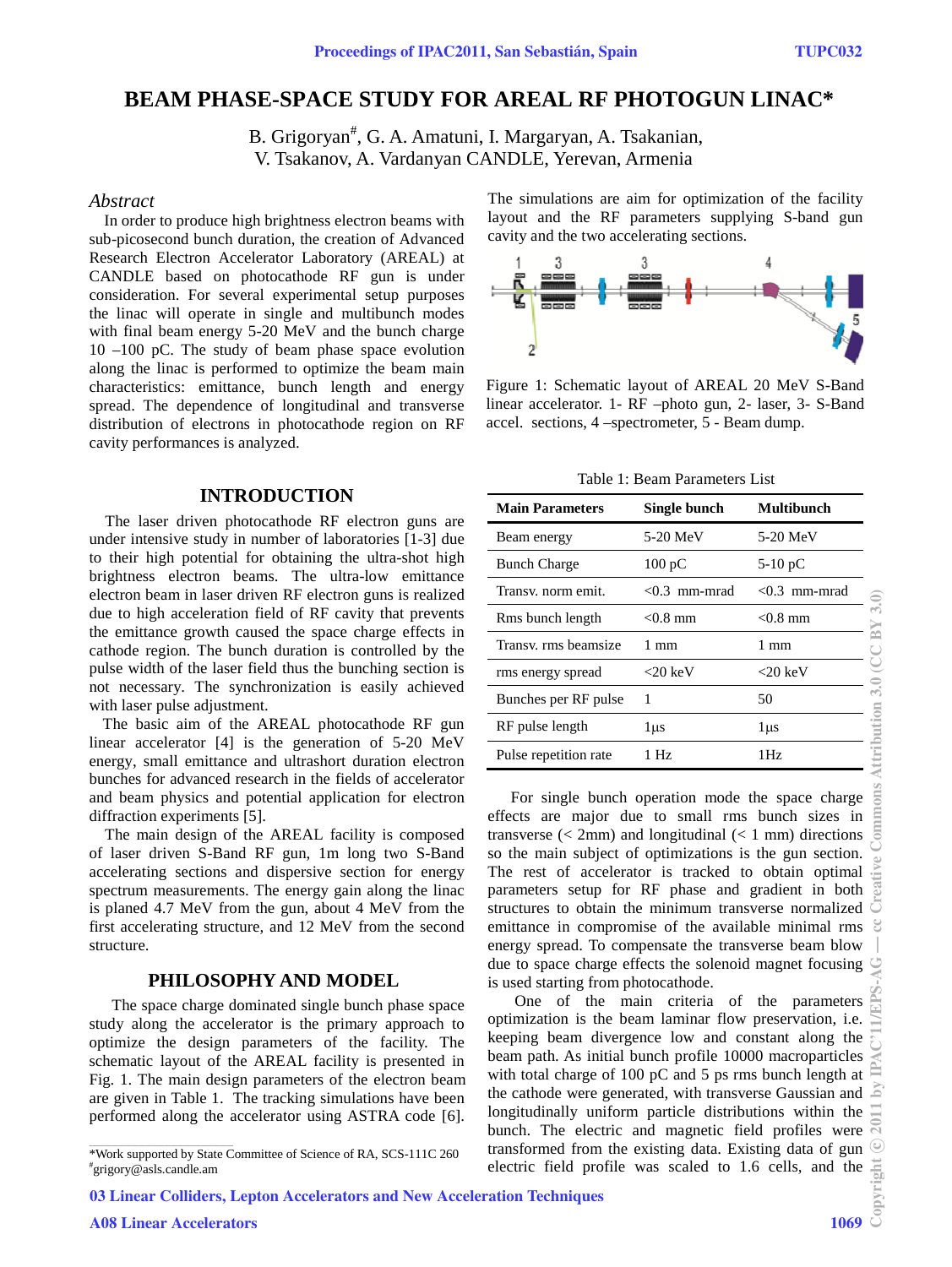# BEAM PHASE-SPACE STUDY FOR AREAL RF PHOTOGUN LINAC*

B. Grigoryan[#], G. A. Amatuni, I. Margaryan, A. Tsakanian,
V. Tsakanov, A. Vardanyan CANDLE, Yerevan, Armenia

## *Abstract*

In order to produce high brightness electron beams with sub-picosecond bunch duration, the creation of Advanced Research Electron Accelerator Laboratory (AREAL) at CANDLE based on photocathode RF gun is under consideration. For several experimental setup purposes the linac will operate in single and multibunch modes with final beam energy 5-20 MeV and the bunch charge 10 –100 pC. The study of beam phase space evolution along the linac is performed to optimize the beam main characteristics: emittance, bunch length and energy spread. The dependence of longitudinal and transverse distribution of electrons in photocathode region on RF cavity performances is analyzed.

## INTRODUCTION

The laser driven photocathode RF electron guns are under intensive study in number of laboratories [1-3] due to their high potential for obtaining the ultra-shot high brightness electron beams. The ultra-low emittance electron beam in laser driven RF electron guns is realized due to high acceleration field of RF cavity that prevents the emittance growth caused the space charge effects in cathode region. The bunch duration is controlled by the pulse width of the laser field thus the bunching section is not necessary. The synchronization is easily achieved with laser pulse adjustment.

The basic aim of the AREAL photocathode RF gun linear accelerator [4] is the generation of 5-20 MeV energy, small emittance and ultrashort duration electron bunches for advanced research in the fields of accelerator and beam physics and potential application for electron diffraction experiments [5].

The main design of the AREAL facility is composed of laser driven S-Band RF gun, 1m long two S-Band accelerating sections and dispersive section for energy spectrum measurements. The energy gain along the linac is planed 4.7 MeV from the gun, about 4 MeV from the first accelerating structure, and 12 MeV from the second structure.

## PHILOSOPHY AND MODEL

The space charge dominated single bunch phase space study along the accelerator is the primary approach to optimize the design parameters of the facility. The schematic layout of the AREAL facility is presented in Fig. 1. The main design parameters of the electron beam are given in Table 1. The tracking simulations have been performed along the accelerator using ASTRA code [6]. The simulations are aim for optimization of the facility layout and the RF parameters supplying S-band gun cavity and the two accelerating sections.

Figure 1: Schematic layout of AREAL 20 MeV S-Band linear accelerator. 1- RF –photo gun, 2- laser, 3- S-Band accel. sections, 4 –spectrometer, 5 - Beam dump.

Table 1: Beam Parameters List

| Main Parameters | Single bunch | Multibunch |
|---|---|---|
| Beam energy | 5-20 MeV | 5-20 MeV |
| Bunch Charge | 100 pC | 5-10 pC |
| Transv. norm emit. | <0.3 mm-mrad | <0.3 mm-mrad |
| Rms bunch length | <0.8 mm | <0.8 mm |
| Transv. rms beamsize | 1 mm | 1 mm |
| rms energy spread | <20 keV | <20 keV |
| Bunches per RF pulse | 1 | 50 |
| RF pulse length | 1μs | 1μs |
| Pulse repetition rate | 1 Hz | 1Hz |

For single bunch operation mode the space charge effects are major due to small rms bunch sizes in transverse (< 2mm) and longitudinal (< 1 mm) directions so the main subject of optimizations is the gun section. The rest of accelerator is tracked to obtain optimal parameters setup for RF phase and gradient in both structures to obtain the minimum transverse normalized emittance in compromise of the available minimal rms energy spread. To compensate the transverse beam blow due to space charge effects the solenoid magnet focusing is used starting from photocathode.

One of the main criteria of the parameters optimization is the beam laminar flow preservation, i.e. keeping beam divergence low and constant along the beam path. As initial bunch profile 10000 macroparticles with total charge of 100 pC and 5 ps rms bunch length at the cathode were generated, with transverse Gaussian and longitudinally uniform particle distributions within the bunch. The electric and magnetic field profiles were transformed from the existing data. Existing data of gun electric field profile was scaled to 1.6 cells, and the

*Work supported by State Committee of Science of RA, SCS-111C 260
[#]grigory@asls.candle.am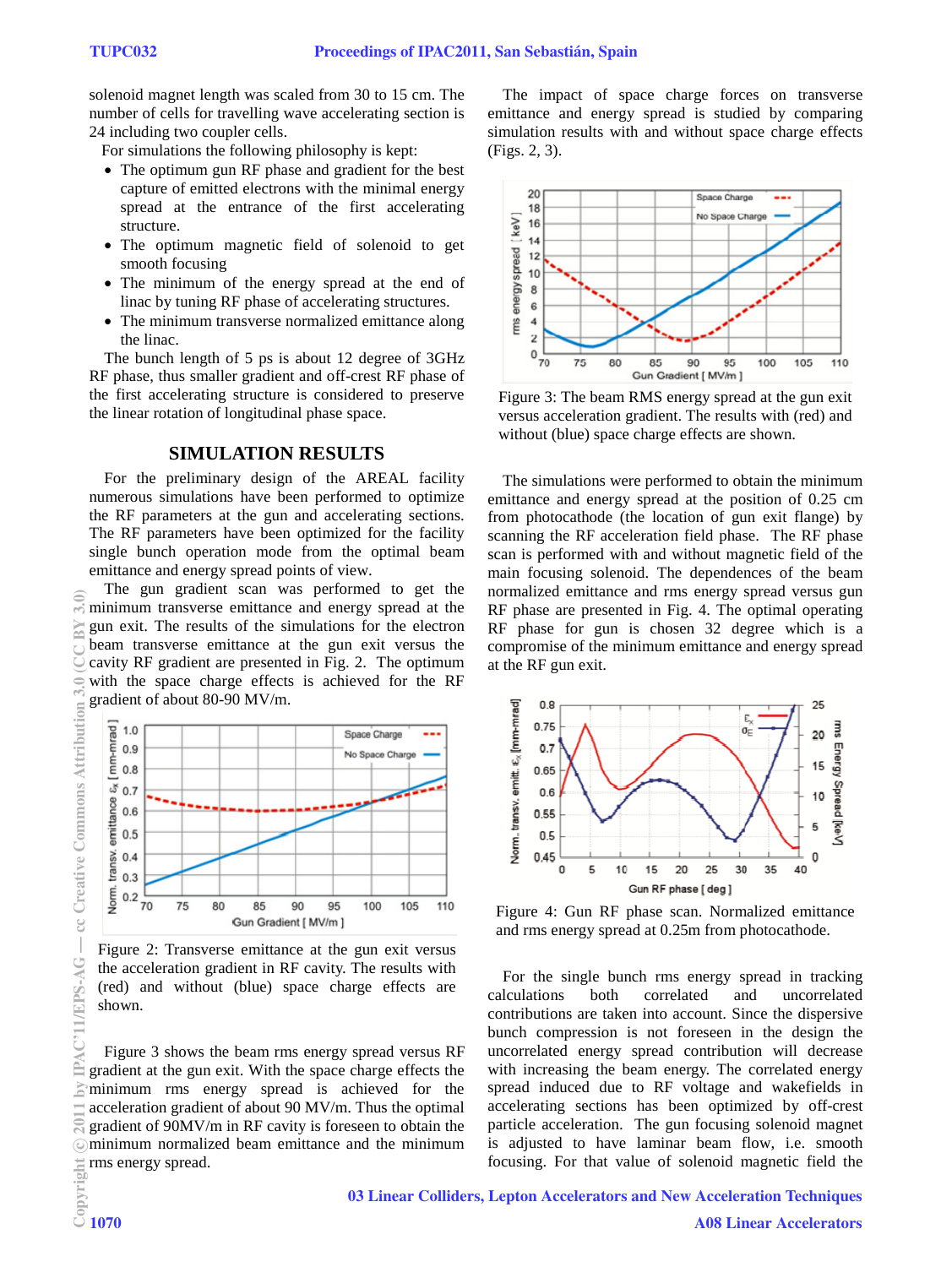solenoid magnet length was scaled from 30 to 15 cm. The number of cells for travelling wave accelerating section is 24 including two coupler cells.

For simulations the following philosophy is kept:

- The optimum gun RF phase and gradient for the best capture of emitted electrons with the minimal energy spread at the entrance of the first accelerating structure.
- The optimum magnetic field of solenoid to get smooth focusing
- The minimum of the energy spread at the end of linac by tuning RF phase of accelerating structures.
- The minimum transverse normalized emittance along the linac.

The bunch length of 5 ps is about 12 degree of 3GHz RF phase, thus smaller gradient and off-crest RF phase of the first accelerating structure is considered to preserve the linear rotation of longitudinal phase space.

## SIMULATION RESULTS

For the preliminary design of the AREAL facility numerous simulations have been performed to optimize the RF parameters at the gun and accelerating sections. The RF parameters have been optimized for the facility single bunch operation mode from the optimal beam emittance and energy spread points of view.

The gun gradient scan was performed to get the minimum transverse emittance and energy spread at the gun exit. The results of the simulations for the electron beam transverse emittance at the gun exit versus the cavity RF gradient are presented in Fig. 2. The optimum with the space charge effects is achieved for the RF gradient of about 80-90 MV/m.

Figure 2: Transverse emittance at the gun exit versus the acceleration gradient in RF cavity. The results with (red) and without (blue) space charge effects are shown.

Figure 3 shows the beam rms energy spread versus RF gradient at the gun exit. With the space charge effects the minimum rms energy spread is achieved for the acceleration gradient of about 90 MV/m. Thus the optimal gradient of 90MV/m in RF cavity is foreseen to obtain the minimum normalized beam emittance and the minimum rms energy spread.

The impact of space charge forces on transverse emittance and energy spread is studied by comparing simulation results with and without space charge effects (Figs. 2, 3).

Figure 3: The beam RMS energy spread at the gun exit versus acceleration gradient. The results with (red) and without (blue) space charge effects are shown.

The simulations were performed to obtain the minimum emittance and energy spread at the position of 0.25 cm from photocathode (the location of gun exit flange) by scanning the RF acceleration field phase. The RF phase scan is performed with and without magnetic field of the main focusing solenoid. The dependences of the beam normalized emittance and rms energy spread versus gun RF phase are presented in Fig. 4. The optimal operating RF phase for gun is chosen 32 degree which is a compromise of the minimum emittance and energy spread at the RF gun exit.

Figure 4: Gun RF phase scan. Normalized emittance and rms energy spread at 0.25m from photocathode.

For the single bunch rms energy spread in tracking calculations both correlated and uncorrelated contributions are taken into account. Since the dispersive bunch compression is not foreseen in the design the uncorrelated energy spread contribution will decrease with increasing the beam energy. The correlated energy spread induced due to RF voltage and wakefields in accelerating sections has been optimized by off-crest particle acceleration. The gun focusing solenoid magnet is adjusted to have laminar beam flow, i.e. smooth focusing. For that value of solenoid magnetic field the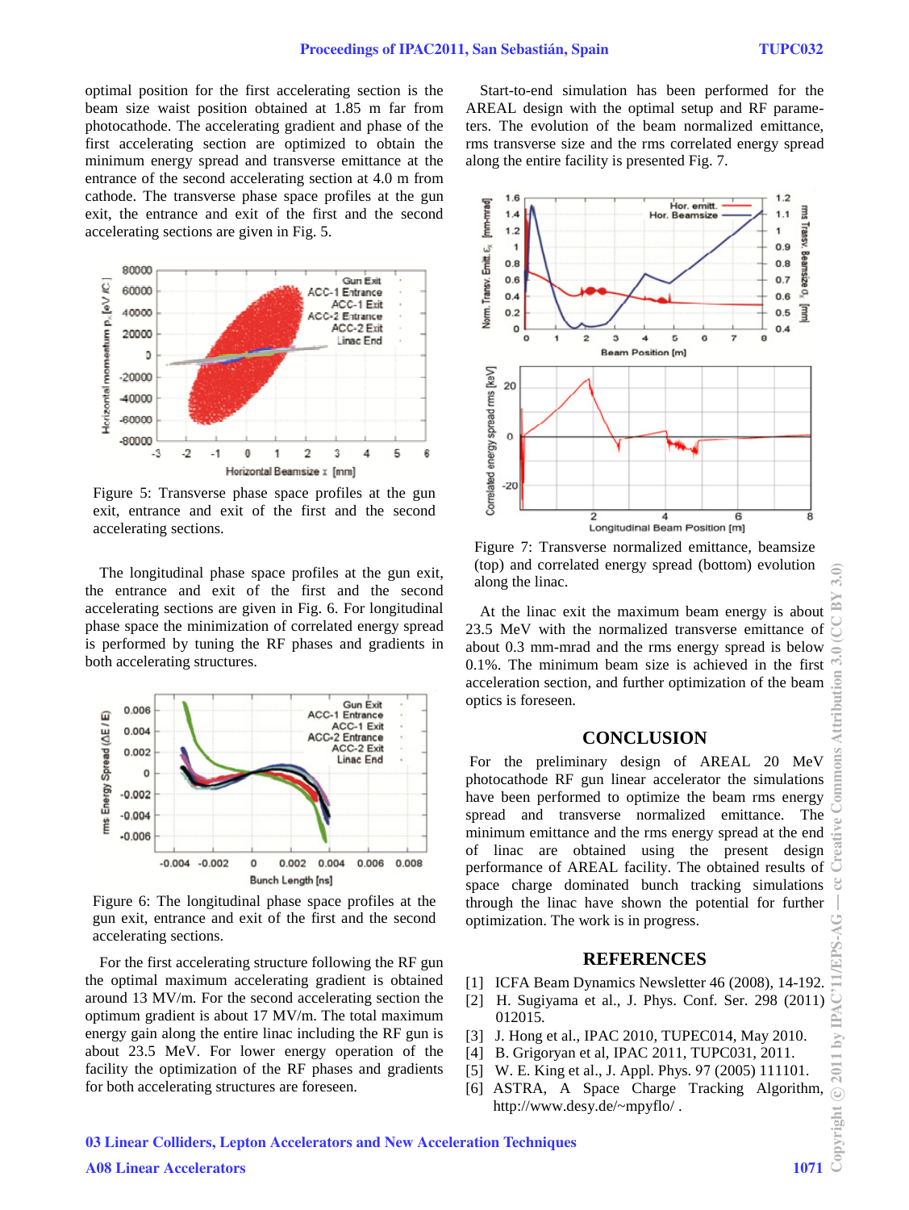optimal position for the first accelerating section is the beam size waist position obtained at 1.85 m far from photocathode. The accelerating gradient and phase of the first accelerating section are optimized to obtain the minimum energy spread and transverse emittance at the entrance of the second accelerating section at 4.0 m from cathode. The transverse phase space profiles at the gun exit, the entrance and exit of the first and the second accelerating sections are given in Fig. 5.

Gun Exit
ACC-1 Entrance
ACC-1 Exit
ACC-2 Entrance
ACC-2 Exit
Linac End

Horizontal momentum $p_x$ [eV /C]

80000
60000
40000
20000
0
-20000
-40000
-60000
-80000

-3 -2 -1 0 1 2 3 4 5 6

Horizontal Beamsize x [mm]

Figure 5: Transverse phase space profiles at the gun exit, entrance and exit of the first and the second accelerating sections.

The longitudinal phase space profiles at the gun exit, the entrance and exit of the first and the second accelerating sections are given in Fig. 6. For longitudinal phase space the minimization of correlated energy spread is performed by tuning the RF phases and gradients in both accelerating structures.

Gun Exit
ACC-1 Entrance
ACC-1 Exit
ACC-2 Entrance
ACC-2 Exit
Linac End

rms Energy Spread (ΔE / E)

0.006
0.004
0.002
0
-0.002
-0.004
-0.006

-0.004 -0.002 0 0.002 0.004 0.006 0.008

Bunch Length [ns]

Figure 6: The longitudinal phase space profiles at the gun exit, entrance and exit of the first and the second accelerating sections.

For the first accelerating structure following the RF gun the optimal maximum accelerating gradient is obtained around 13 MV/m. For the second accelerating section the optimum gradient is about 17 MV/m. The total maximum energy gain along the entire linac including the RF gun is about 23.5 MeV. For lower energy operation of the facility the optimization of the RF phases and gradients for both accelerating structures are foreseen.

Start-to-end simulation has been performed for the AREAL design with the optimal setup and RF parameters. The evolution of the beam normalized emittance, rms transverse size and the rms correlated energy spread along the entire facility is presented Fig. 7.

Hor. emitt.
Hor. Beamsize

Norm. Transv. Emitt. $\varepsilon_x$ [mm-mrad]

1.6
1.4
1.2
1
0.8
0.6
0.4
0.2
0

rms Transv. Beamsize $\sigma_x$ [mm]

1.2
1.1
1
0.9
0.8
0.7
0.6
0.5
0.4

0 1 2 3 4 5 6 7 8

Beam Position [m]

Correlated energy spread rms [keV]

20
0
-20

2 4 6 8

Longitudinal Beam Position [m]

Figure 7: Transverse normalized emittance, beamsize (top) and correlated energy spread (bottom) evolution along the linac.

At the linac exit the maximum beam energy is about 23.5 MeV with the normalized transverse emittance of about 0.3 mm-mrad and the rms energy spread is below 0.1%. The minimum beam size is achieved in the first acceleration section, and further optimization of the beam optics is foreseen.

## CONCLUSION

For the preliminary design of AREAL 20 MeV photocathode RF gun linear accelerator the simulations have been performed to optimize the beam rms energy spread and transverse normalized emittance. The minimum emittance and the rms energy spread at the end of linac are obtained using the present design performance of AREAL facility. The obtained results of space charge dominated bunch tracking simulations through the linac have shown the potential for further optimization. The work is in progress.

## REFERENCES

[1] ICFA Beam Dynamics Newsletter 46 (2008), 14-192.
[2] H. Sugiyama et al., J. Phys. Conf. Ser. 298 (2011) 012015.
[3] J. Hong et al., IPAC 2010, TUPEC014, May 2010.
[4] B. Grigoryan et al, IPAC 2011, TUPC031, 2011.
[5] W. E. King et al., J. Appl. Phys. 97 (2005) 111101.
[6] ASTRA, A Space Charge Tracking Algorithm, http://www.desy.de/~mpyflo/ .